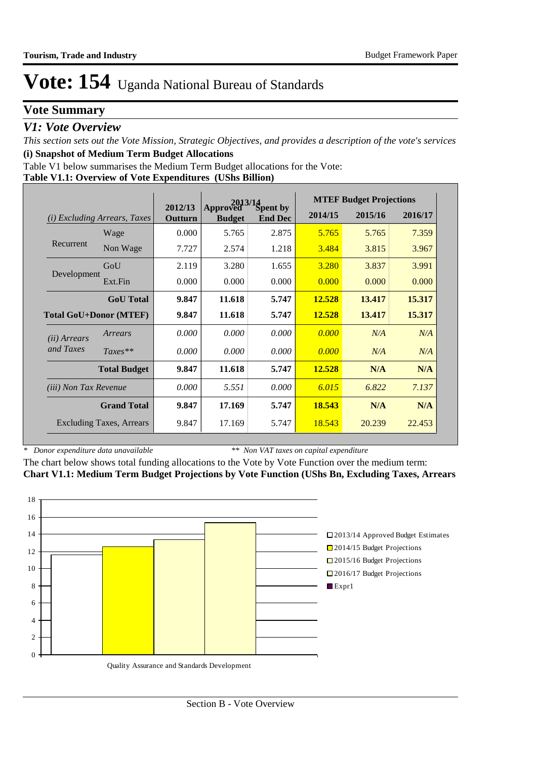# Vote: 154 Uganda National Bureau of Standards

## Vote Summary

### *V1: Vote Overview*

*This section sets out the Vote Mission, Strategic Objectives, and provides a description of the vote's services*

**(i) Snapshot of Medium Term Budget Allocations**

Table V1 below summarises the Medium Term Budget allocations for the Vote:

**Table V1.1: Overview of Vote Expenditures (UShs Billion)**

| *(i) Excluding Arrears, Taxes* | | 2012/13 Outturn | 2013/14 Approved Budget | 2013/14 Spent by End Dec | MTEF Budget Projections 2014/15 | 2015/16 | 2016/17 |
|---|---|---|---|---|---|---|---|
| Recurrent | Wage | 0.000 | 5.765 | 2.875 | 5.765 | 5.765 | 7.359 |
| | Non Wage | 7.727 | 2.574 | 1.218 | 3.484 | 3.815 | 3.967 |
| Development | GoU | 2.119 | 3.280 | 1.655 | 3.280 | 3.837 | 3.991 |
| | Ext.Fin | 0.000 | 0.000 | 0.000 | 0.000 | 0.000 | 0.000 |
| | **GoU Total** | **9.847** | **11.618** | **5.747** | **12.528** | **13.417** | **15.317** |
| **Total GoU+Donor (MTEF)** | | **9.847** | **11.618** | **5.747** | **12.528** | **13.417** | **15.317** |
| *(ii) Arrears and Taxes* | *Arrears* | *0.000* | *0.000* | *0.000* | *0.000* | *N/A* | *N/A* |
| | *Taxes*** | *0.000* | *0.000* | *0.000* | *0.000* | *N/A* | *N/A* |
| | **Total Budget** | **9.847** | **11.618** | **5.747** | **12.528** | **N/A** | **N/A** |
| *(iii) Non Tax Revenue* | | *0.000* | *5.551* | *0.000* | *6.015* | *6.822* | *7.137* |
| | **Grand Total** | **9.847** | **17.169** | **5.747** | **18.543** | **N/A** | **N/A** |
| | Excluding Taxes, Arrears | 9.847 | 17.169 | 5.747 | 18.543 | 20.239 | 22.453 |

\* *Donor expenditure data unavailable* ** *Non VAT taxes on capital expenditure*

The chart below shows total funding allocations to the Vote by Vote Function over the medium term:

**Chart V1.1: Medium Term Budget Projections by Vote Function (UShs Bn, Excluding Taxes, Arrears**

| Vote Function | 2013/14 Approved Budget Estimates | 2014/15 Budget Projections | 2015/16 Budget Projections | 2016/17 Budget Projections |
|---|---|---|---|---|
| Quality Assurance and Standards Development | ~11.6 | ~12.5 | ~13.4 | ~15.3 |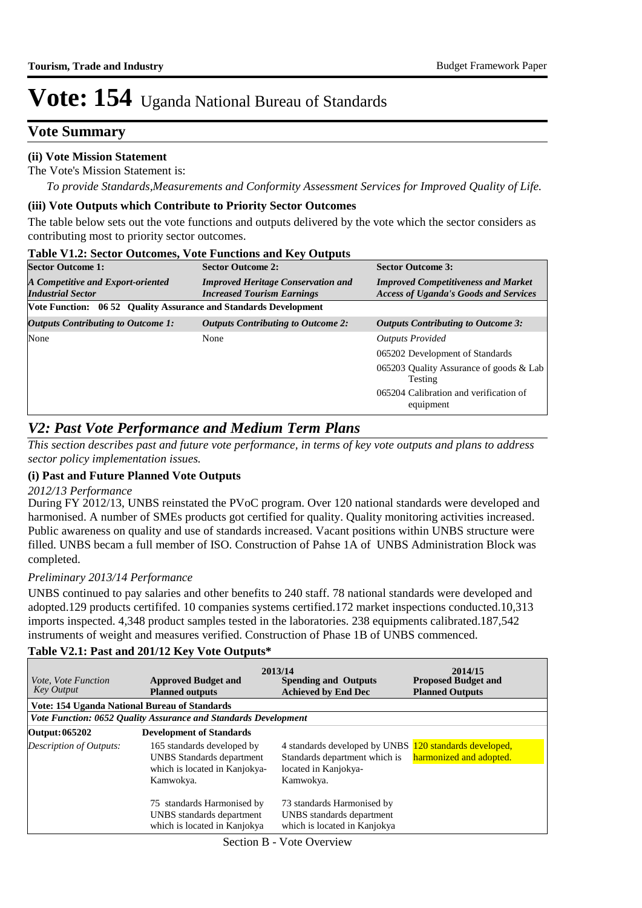# Vote: 154 Uganda National Bureau of Standards

## Vote Summary

### (ii) Vote Mission Statement

The Vote's Mission Statement is:

*To provide Standards,Measurements and Conformity Assessment Services for Improved Quality of Life.*

### (iii) Vote Outputs which Contribute to Priority Sector Outcomes

The table below sets out the vote functions and outputs delivered by the vote which the sector considers as contributing most to priority sector outcomes.

**Table V1.2: Sector Outcomes, Vote Functions and Key Outputs**

| **Sector Outcome 1:** | **Sector Outcome 2:** | **Sector Outcome 3:** |
|---|---|---|
| ***A Competitive and Export-oriented Industrial Sector*** | ***Improved Heritage Conservation and Increased Tourism Earnings*** | ***Improved Competitiveness and Market Access of Uganda's Goods and Services*** |
| **Vote Function: 06 52 Quality Assurance and Standards Development** | | |
| ***Outputs Contributing to Outcome 1:*** | ***Outputs Contributing to Outcome 2:*** | ***Outputs Contributing to Outcome 3:*** |
| None | None | *Outputs Provided* |
| | | 065202 Development of Standards |
| | | 065203 Quality Assurance of goods & Lab Testing |
| | | 065204 Calibration and verification of equipment |

## *V2: Past Vote Performance and Medium Term Plans*

*This section describes past and future vote performance, in terms of key vote outputs and plans to address sector policy implementation issues.*

### (i) Past and Future Planned Vote Outputs

*2012/13 Performance*

During FY 2012/13, UNBS reinstated the PVoC program. Over 120 national standards were developed and harmonised. A number of SMEs products got certified for quality. Quality monitoring activities increased. Public awareness on quality and use of standards increased. Vacant positions within UNBS structure were filled. UNBS becam a full member of ISO. Construction of Pahse 1A of UNBS Administration Block was completed.

*Preliminary 2013/14 Performance*

UNBS continued to pay salaries and other benefits to 240 staff. 78 national standards were developed and adopted.129 products certififed. 10 companies systems certified.172 market inspections conducted.10,313 imports inspected. 4,348 product samples tested in the laboratories. 238 equipments calibrated.187,542 instruments of weight and measures verified. Construction of Phase 1B of UNBS commenced.

**Table V2.1: Past and 201/12 Key Vote Outputs***

| *Vote, Vote Function Key Output* | 2013/14 **Approved Budget and Planned outputs** | **Spending and Outputs Achieved by End Dec** | 2014/15 **Proposed Budget and Planned Outputs** |
|---|---|---|---|
| **Vote: 154 Uganda National Bureau of Standards** | | | |
| ***Vote Function: 0652 Quality Assurance and Standards Development*** | | | |
| **Output: 065202** | **Development of Standards** | | |
| *Description of Outputs:* | 165 standards developed by UNBS Standards department which is located in Kanjokya-Kamwokya.<br><br>75 standards Harmonised by UNBS standards department which is located in Kanjokya | 4 standards developed by UNBS Standards department which is located in Kanjokya-Kamwokya.<br><br>73 standards Harmonised by UNBS standards department which is located in Kanjokya | 120 standards developed, harmonized and adopted. |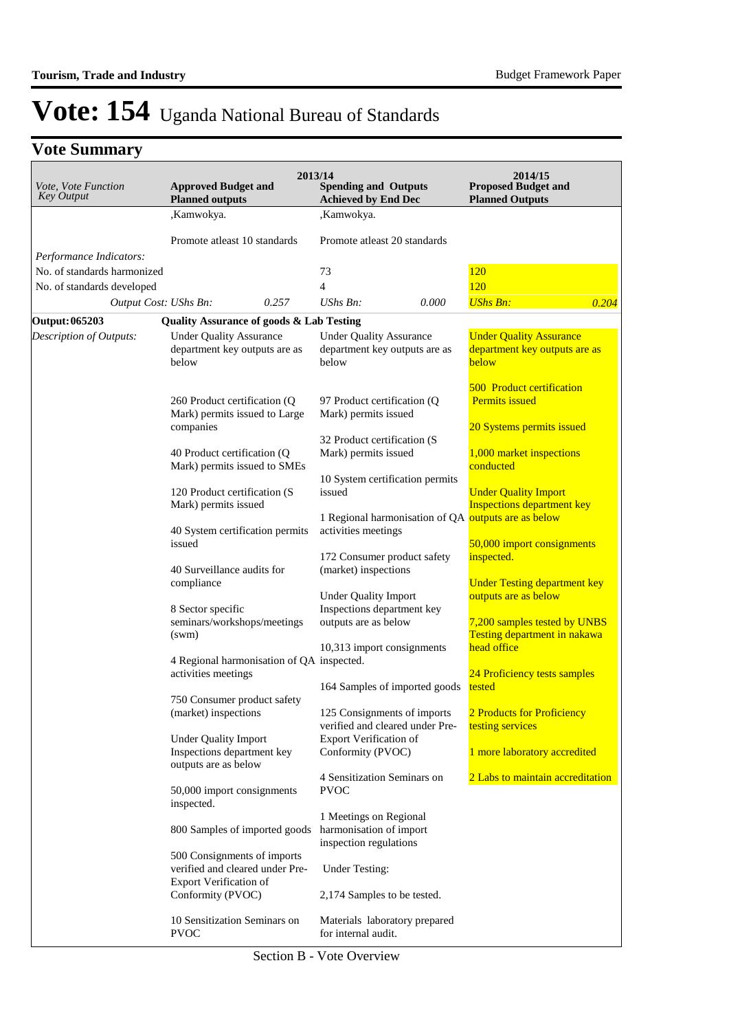# Vote: 154 Uganda National Bureau of Standards

## Vote Summary

| Vote, Vote Function Key Output | 2013/14 Approved Budget and Planned outputs | 2013/14 Spending and Outputs Achieved by End Dec | 2014/15 Proposed Budget and Planned Outputs |
|---|---|---|---|
| | ,Kamwokya.<br><br>Promote atleast 10 standards | ,Kamwokya.<br><br>Promote atleast 20 standards | |
| *Performance Indicators:* | | | |
| No. of standards harmonized | | 73 | 120 |
| No. of standards developed | | 4 | 120 |
| *Output Cost: UShs Bn:* | *0.257* | *UShs Bn:* *0.000* | *UShs Bn:* *0.204* |
| **Output: 065203** | **Quality Assurance of goods & Lab Testing** | | |
| *Description of Outputs:* | Under Quality Assurance department key outputs are as below<br><br>260 Product certification (Q Mark) permits issued to Large companies<br><br>40 Product certification (Q Mark) permits issued to SMEs<br><br>120 Product certification (S Mark) permits issued<br><br>40 System certification permits issued<br><br>40 Surveillance audits for compliance<br><br>8 Sector specific seminars/workshops/meetings (swm)<br><br>4 Regional harmonisation of QA activities meetings<br><br>750 Consumer product safety (market) inspections<br><br>Under Quality Import Inspections department key outputs are as below<br><br>50,000 import consignments inspected.<br><br>800 Samples of imported goods<br><br>500 Consignments of imports verified and cleared under Pre-Export Verification of Conformity (PVOC)<br><br>10 Sensitization Seminars on PVOC | Under Quality Assurance department key outputs are as below<br><br>97 Product certification (Q Mark) permits issued<br><br>32 Product certification (S Mark) permits issued<br><br>10 System certification permits issued<br><br>1 Regional harmonisation of QA activities meetings<br><br>172 Consumer product safety (market) inspections<br><br>Under Quality Import Inspections department key outputs are as below<br><br>10,313 import consignments inspected.<br><br>164 Samples of imported goods<br><br>125 Consignments of imports verified and cleared under Pre-Export Verification of Conformity (PVOC)<br><br>4 Sensitization Seminars on PVOC<br><br>1 Meetings on Regional harmonisation of import inspection regulations<br><br>Under Testing:<br><br>2,174 Samples to be tested.<br><br>Materials laboratory prepared for internal audit. | Under Quality Assurance department key outputs are as below<br><br>500 Product certification Permits issued<br><br>20 Systems permits issued<br><br>1,000 market inspections conducted<br><br>Under Quality Import Inspections department key outputs are as below<br><br>50,000 import consignments inspected.<br><br>Under Testing department key outputs are as below<br><br>7,200 samples tested by UNBS Testing department in nakawa head office<br><br>24 Proficiency tests samples tested<br><br>2 Products for Proficiency testing services<br><br>1 more laboratory accredited<br><br>2 Labs to maintain accreditation |

Section B - Vote Overview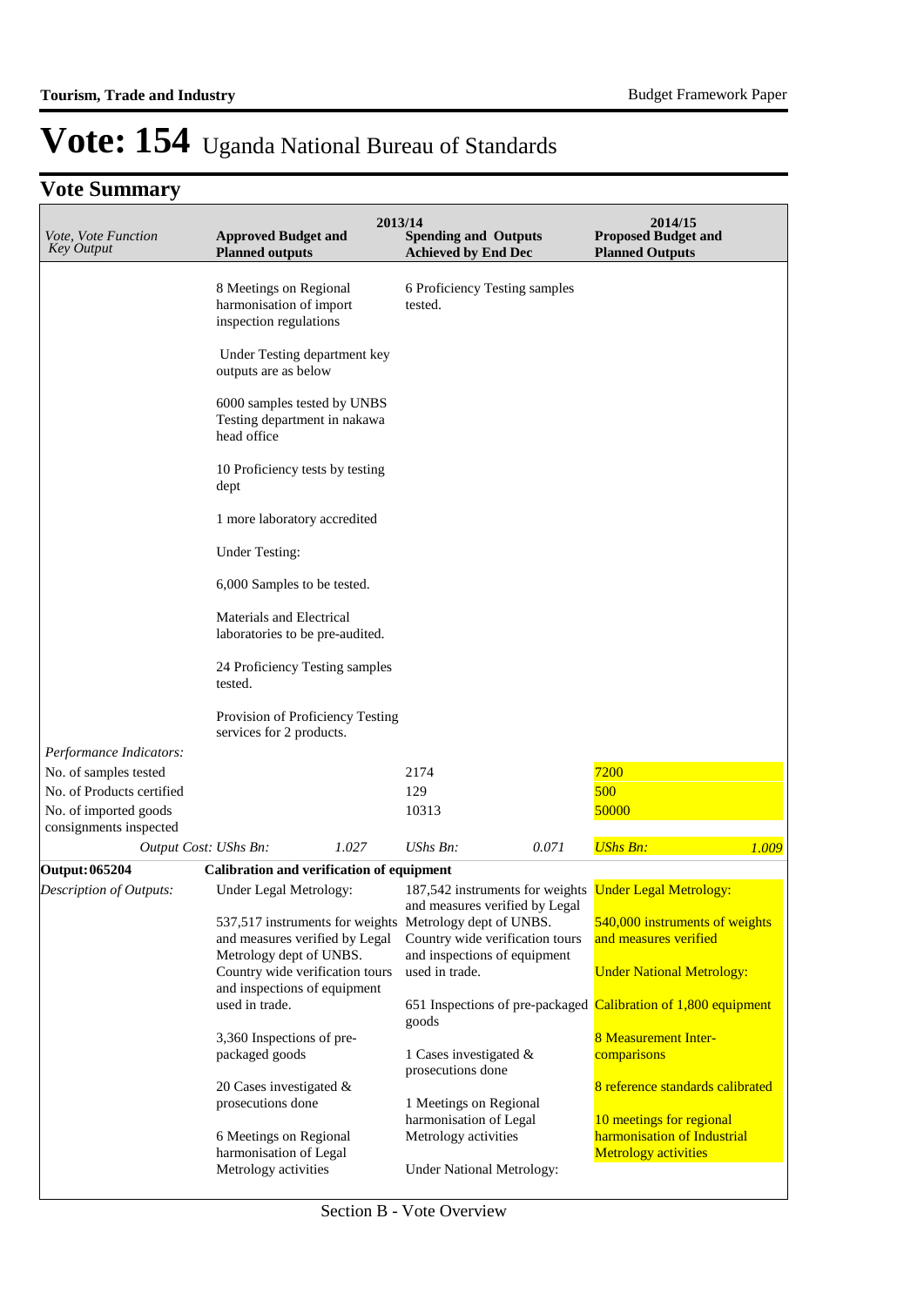# Vote: 154 Uganda National Bureau of Standards

## Vote Summary

| Vote, Vote Function Key Output | 2013/14 Approved Budget and Planned outputs | 2013/14 Spending and Outputs Achieved by End Dec | 2014/15 Proposed Budget and Planned Outputs |
|---|---|---|---|
| | 8 Meetings on Regional harmonisation of import inspection regulations<br><br>Under Testing department key outputs are as below<br><br>6000 samples tested by UNBS Testing department in nakawa head office<br><br>10 Proficiency tests by testing dept<br><br>1 more laboratory accredited<br><br>Under Testing:<br><br>6,000 Samples to be tested.<br><br>Materials and Electrical laboratories to be pre-audited.<br><br>24 Proficiency Testing samples tested.<br><br>Provision of Proficiency Testing services for 2 products. | 6 Proficiency Testing samples tested. | |
| *Performance Indicators:* | | | |
| No. of samples tested | | 2174 | 7200 |
| No. of Products certified | | 129 | 500 |
| No. of imported goods consignments inspected | | 10313 | 50000 |
| *Output Cost: UShs Bn:* | *1.027* | *UShs Bn: 0.071* | *UShs Bn: 1.009* |
| **Output: 065204** | **Calibration and verification of equipment** | | |
| *Description of Outputs:* | Under Legal Metrology:<br><br>537,517 instruments for weights and measures verified by Legal Metrology dept of UNBS. Country wide verification tours and inspections of equipment used in trade.<br><br>3,360 Inspections of pre-packaged goods<br><br>20 Cases investigated & prosecutions done<br><br>6 Meetings on Regional harmonisation of Legal Metrology activities | 187,542 instruments for weights and measures verified by Legal Metrology dept of UNBS. Country wide verification tours and inspections of equipment used in trade.<br><br>651 Inspections of pre-packaged goods<br><br>1 Cases investigated & prosecutions done<br><br>1 Meetings on Regional harmonisation of Legal Metrology activities<br><br>Under National Metrology: | Under Legal Metrology:<br><br>540,000 instruments of weights and measures verified<br><br>Under National Metrology:<br><br>Calibration of 1,800 equipment<br><br>8 Measurement Inter-comparisons<br><br>8 reference standards calibrated<br><br>10 meetings for regional harmonisation of Industrial Metrology activities |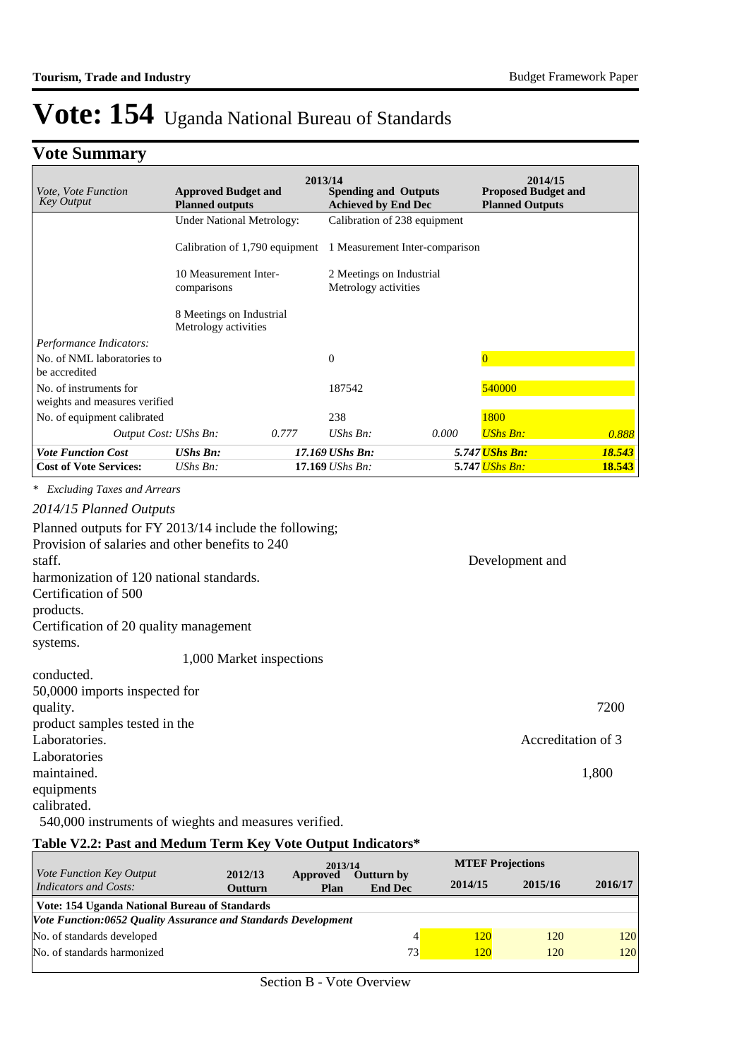# Vote: 154 Uganda National Bureau of Standards

## Vote Summary

| *Vote, Vote Function Key Output* | 2013/14 **Approved Budget and Planned outputs** | | **Spending and Outputs Achieved by End Dec** | | 2014/15 **Proposed Budget and Planned Outputs** | |
|---|---|---|---|---|---|---|
| | Under National Metrology:<br><br>Calibration of 1,790 equipment<br><br>10 Measurement Inter-comparisons<br><br>8 Meetings on Industrial Metrology activities | | Calibration of 238 equipment<br><br>1 Measurement Inter-comparison<br><br>2 Meetings on Industrial Metrology activities | | | |
| *Performance Indicators:* | | | | | | |
| No. of NML laboratories to be accredited | | | 0 | | 0 | |
| No. of instruments for weights and measures verified | | | 187542 | | 540000 | |
| No. of equipment calibrated | | | 238 | | 1800 | |
| *Output Cost: UShs Bn:* | | *0.777* | *UShs Bn:* | *0.000* | *UShs Bn:* | *0.888* |
| ***Vote Function Cost*** | ***UShs Bn:*** | | ***17.169 UShs Bn:*** | | ***5.747 UShs Bn:*** | ***18.543*** |
| **Cost of Vote Services:** | *UShs Bn:* | | **17.169** *UShs Bn:* | | **5.747** *UShs Bn:* | **18.543** |

*\* Excluding Taxes and Arrears*

*2014/15 Planned Outputs*

Planned outputs for FY 2013/14 include the following; Provision of salaries and other benefits to 240 staff. Development and harmonization of 120 national standards. Certification of 500 products. Certification of 20 quality management systems. 1,000 Market inspections conducted. 50,0000 imports inspected for quality. 7200 product samples tested in the Laboratories. Accreditation of 3 Laboratories maintained. 1,800 equipments calibrated. 540,000 instruments of wieghts and measures verified.

### Table V2.2: Past and Medum Term Key Vote Output Indicators*

| *Vote Function Key Output Indicators and Costs:* | 2012/13 Outturn | 2013/14 Approved Plan | 2013/14 Outturn by End Dec | MTEF Projections 2014/15 | 2015/16 | 2016/17 |
|---|---|---|---|---|---|---|
| **Vote: 154 Uganda National Bureau of Standards** | | | | | | |
| ***Vote Function:0652 Quality Assurance and Standards Development*** | | | | | | |
| No. of standards developed | | | 4 | 120 | 120 | 120 |
| No. of standards harmonized | | | 73 | 120 | 120 | 120 |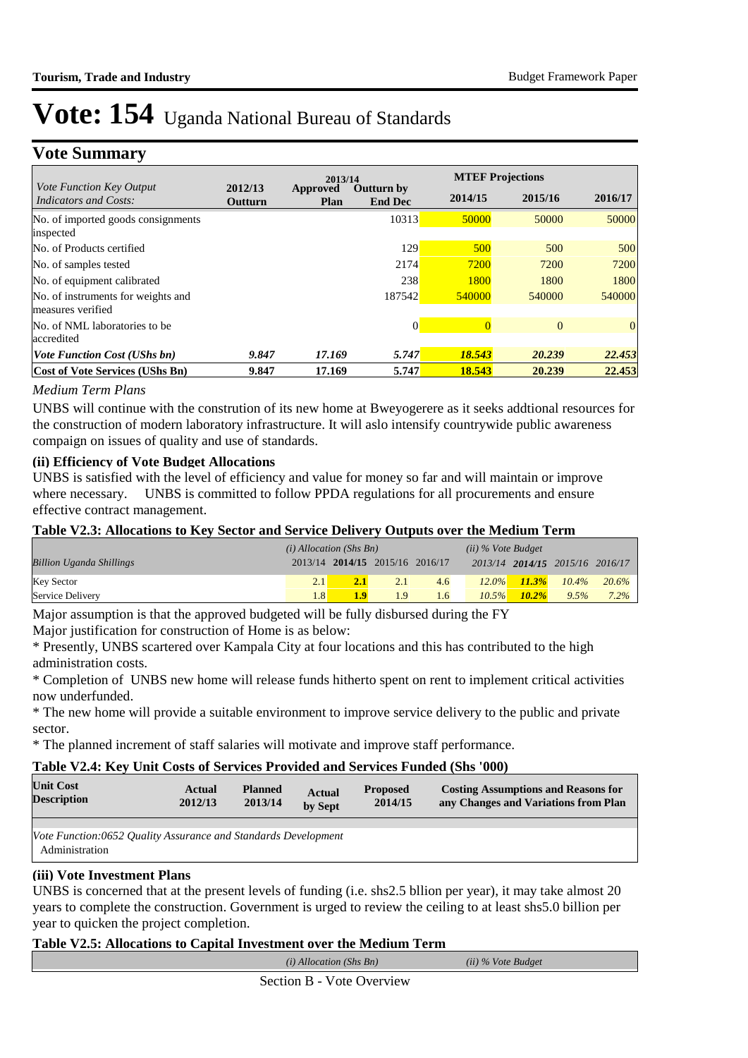# Vote: 154 Uganda National Bureau of Standards

## Vote Summary

| Vote Function Key Output Indicators and Costs: | 2012/13 Outturn | 2013/14 Approved Plan | 2013/14 Outturn by End Dec | 2014/15 | 2015/16 | 2016/17 |
|---|---|---|---|---|---|---|
| | | | | **MTEF Projections** | | |
| No. of imported goods consignments inspected | | | 10313 | 50000 | 50000 | 50000 |
| No. of Products certified | | | 129 | 500 | 500 | 500 |
| No. of samples tested | | | 2174 | 7200 | 7200 | 7200 |
| No. of equipment calibrated | | | 238 | 1800 | 1800 | 1800 |
| No. of instruments for weights and measures verified | | | 187542 | 540000 | 540000 | 540000 |
| No. of NML laboratories to be accredited | | | 0 | 0 | 0 | 0 |
| ***Vote Function Cost (UShs bn)*** | ***9.847*** | ***17.169*** | ***5.747*** | ***18.543*** | ***20.239*** | ***22.453*** |
| **Cost of Vote Services (UShs Bn)** | **9.847** | **17.169** | **5.747** | **18.543** | **20.239** | **22.453** |

*Medium Term Plans*

UNBS will continue with the constrution of its new home at Bweyogerere as it seeks addtional resources for the construction of modern laboratory infrastructure. It will aslo intensify countrywide public awareness compaign on issues of quality and use of standards.

### (ii) Efficiency of Vote Budget Allocations

UNBS is satisfied with the level of efficiency and value for money so far and will maintain or improve where necessary.   UNBS is committed to follow PPDA regulations for all procurements and ensure effective contract management.

### Table V2.3: Allocations to Key Sector and Service Delivery Outputs over the Medium Term

| *Billion Uganda Shillings* | *(i) Allocation (Shs Bn)* 2013/14 | **2014/15** | 2015/16 | 2016/17 | *(ii) % Vote Budget* 2013/14 | **2014/15** | 2015/16 | 2016/17 |
|---|---|---|---|---|---|---|---|---|
| Key Sector | 2.1 | **2.1** | 2.1 | 4.6 | *12.0%* | ***11.3%*** | *10.4%* | *20.6%* |
| Service Delivery | 1.8 | **1.9** | 1.9 | 1.6 | *10.5%* | ***10.2%*** | *9.5%* | *7.2%* |

Major assumption is that the approved budgeted will be fully disbursed during the FY

Major justification for construction of Home is as below:

* Presently, UNBS scartered over Kampala City at four locations and this has contributed to the high administration costs.

* Completion of  UNBS new home will release funds hitherto spent on rent to implement critical activities now underfunded.

* The new home will provide a suitable environment to improve service delivery to the public and private sector.

* The planned increment of staff salaries will motivate and improve staff performance.

### Table V2.4: Key Unit Costs of Services Provided and Services Funded (Shs '000)

| Unit Cost Description | Actual 2012/13 | Planned 2013/14 | Actual by Sept | Proposed 2014/15 | Costing Assumptions and Reasons for any Changes and Variations from Plan |
|---|---|---|---|---|---|
| *Vote Function:0652 Quality Assurance and Standards Development* | | | | | |
| Administration | | | | | |

### (iii) Vote Investment Plans

UNBS is concerned that at the present levels of funding (i.e. shs2.5 bllion per year), it may take almost 20 years to complete the construction. Government is urged to review the ceiling to at least shs5.0 billion per year to quicken the project completion.

### Table V2.5: Allocations to Capital Investment over the Medium Term

| | *(i) Allocation (Shs Bn)* | *(ii) % Vote Budget* |
|---|---|---|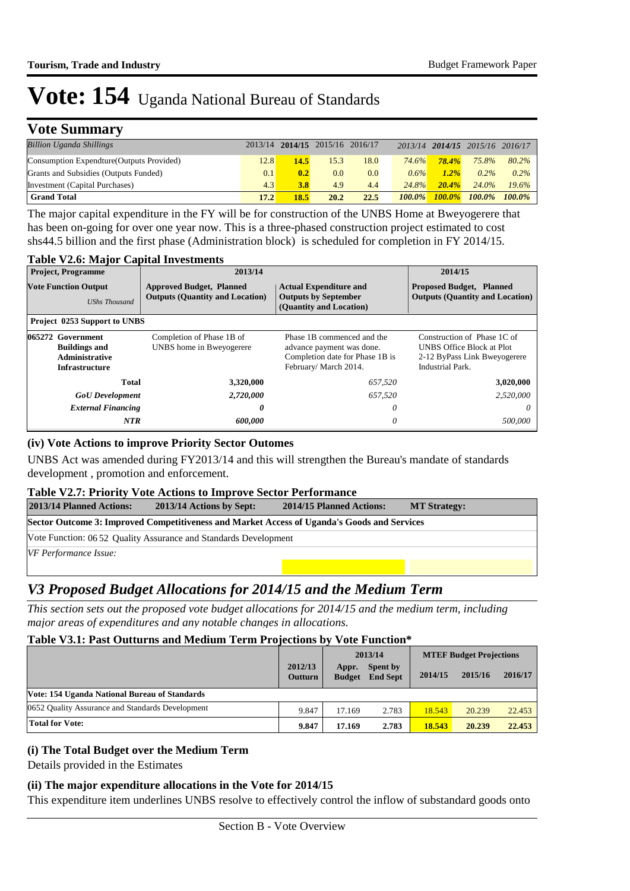# Vote: 154 Uganda National Bureau of Standards

## Vote Summary

| *Billion Uganda Shillings* | 2013/14 | **2014/15** | 2015/16 | 2016/17 | *2013/14* | ***2014/15*** | *2015/16* | *2016/17* |
|---|---|---|---|---|---|---|---|---|
| Consumption Expendture(Outputs Provided) | 12.8 | **14.5** | 15.3 | 18.0 | *74.6%* | ***78.4%*** | *75.8%* | *80.2%* |
| Grants and Subsidies (Outputs Funded) | 0.1 | **0.2** | 0.0 | 0.0 | *0.6%* | ***1.2%*** | *0.2%* | *0.2%* |
| Investment (Capital Purchases) | 4.3 | **3.8** | 4.9 | 4.4 | *24.8%* | ***20.4%*** | *24.0%* | *19.6%* |
| **Grand Total** | **17.2** | **18.5** | **20.2** | **22.5** | ***100.0%*** | ***100.0%*** | ***100.0%*** | ***100.0%*** |

The major capital expenditure in the FY will be for construction of the UNBS Home at Bweyogerere that has been on-going for over one year now. This is a three-phased construction project estimated to cost shs44.5 billion and the first phase (Administration block) is scheduled for completion in FY 2014/15.

### Table V2.6: Major Capital Investments

| **Project, Programme** | **2013/14** | | **2014/15** |
|---|---|---|---|
| **Vote Function Output** *UShs Thousand* | **Approved Budget, Planned Outputs (Quantity and Location)** | **Actual Expenditure and Outputs by September (Quantity and Location)** | **Proposed Budget, Planned Outputs (Quantity and Location)** |
| **Project 0253 Support to UNBS** | | | |
| **065272 Government Buildings and Administrative Infrastructure** | Completion of Phase 1B of UNBS home in Bweyogerere | Phase 1B commenced and the advance payment was done. Completion date for Phase 1B is February/ March 2014. | Construction of Phase 1C of UNBS Office Block at Plot 2-12 ByPass Link Bweyogerere Industrial Park. |
| **Total** | **3,320,000** | *657,520* | **3,020,000** |
| ***GoU Development*** | ***2,720,000*** | *657,520* | *2,520,000* |
| ***External Financing*** | ***0*** | *0* | *0* |
| ***NTR*** | ***600,000*** | *0* | *500,000* |

### (iv) Vote Actions to improve Priority Sector Outomes

UNBS Act was amended during FY2013/14 and this will strengthen the Bureau's mandate of standards development , promotion and enforcement.

### Table V2.7: Priority Vote Actions to Improve Sector Performance

| **2013/14 Planned Actions:** | **2013/14 Actions by Sept:** | **2014/15 Planned Actions:** | **MT Strategy:** |
|---|---|---|---|
| **Sector Outcome 3: Improved Competitiveness and Market Access of Uganda's Goods and Services** | | | |
| Vote Function: 06 52 Quality Assurance and Standards Development | | | |
| *VF Performance Issue:* | | | |
| | | | |

## *V3 Proposed Budget Allocations for 2014/15 and the Medium Term*

*This section sets out the proposed vote budget allocations for 2014/15 and the medium term, including major areas of expenditures and any notable changes in allocations.*

### Table V3.1: Past Outturns and Medium Term Projections by Vote Function*

| | **2012/13 Outturn** | **2013/14 Appr. Budget** | **2013/14 Spent by End Sept** | **MTEF Budget Projections 2014/15** | **2015/16** | **2016/17** |
|---|---|---|---|---|---|---|
| **Vote: 154 Uganda National Bureau of Standards** | | | | | | |
| 0652 Quality Assurance and Standards Development | 9.847 | 17.169 | 2.783 | 18.543 | 20.239 | 22.453 |
| **Total for Vote:** | **9.847** | **17.169** | **2.783** | **18.543** | **20.239** | **22.453** |

### (i) The Total Budget over the Medium Term

Details provided in the Estimates

### (ii) The major expenditure allocations in the Vote for 2014/15

This expenditure item underlines UNBS resolve to effectively control the inflow of substandard goods onto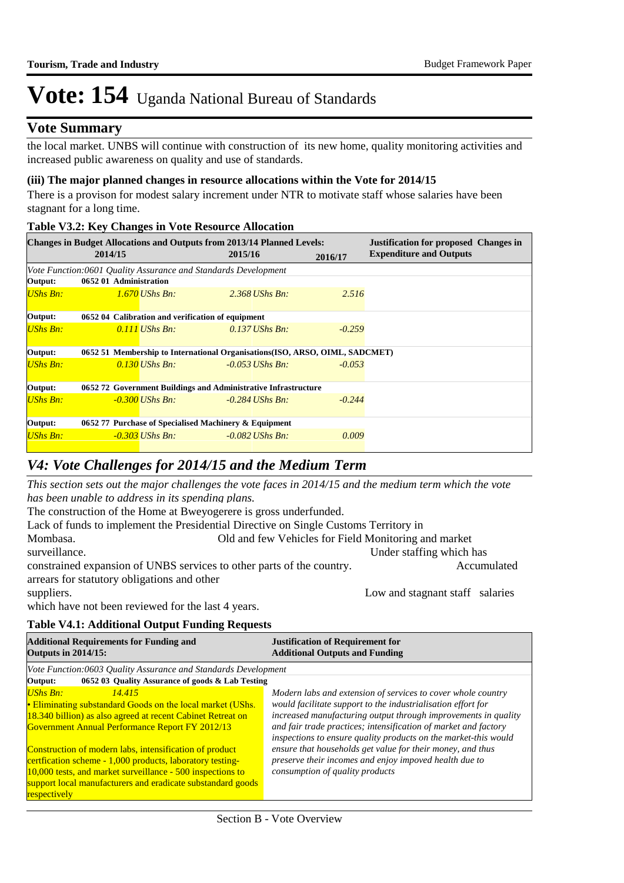# Vote: 154 Uganda National Bureau of Standards

## Vote Summary

the local market. UNBS will continue with construction of its new home, quality monitoring activities and increased public awareness on quality and use of standards.

**(iii) The major planned changes in resource allocations within the Vote for 2014/15**

There is a provison for modest salary increment under NTR to motivate staff whose salaries have been stagnant for a long time.

**Table V3.2: Key Changes in Vote Resource Allocation**

| Changes in Budget Allocations and Outputs from 2013/14 Planned Levels: 2014/15 | | 2015/16 | | 2016/17 | Justification for proposed Changes in Expenditure and Outputs |
|---|---|---|---|---|---|
| *Vote Function:0601 Quality Assurance and Standards Development* | | | | | |
| **Output:** | **0652 01 Administration** | | | | |
| *UShs Bn:* | *1.670* | *UShs Bn:* | *2.368* | *UShs Bn: 2.516* | |
| **Output:** | **0652 04 Calibration and verification of equipment** | | | | |
| *UShs Bn:* | *0.111* | *UShs Bn:* | *0.137* | *UShs Bn: -0.259* | |
| **Output:** | **0652 51 Membership to International Organisations(ISO, ARSO, OIML, SADCMET)** | | | | |
| *UShs Bn:* | *0.130* | *UShs Bn:* | *-0.053* | *UShs Bn: -0.053* | |
| **Output:** | **0652 72 Government Buildings and Administrative Infrastructure** | | | | |
| *UShs Bn:* | *-0.300* | *UShs Bn:* | *-0.284* | *UShs Bn: -0.244* | |
| **Output:** | **0652 77 Purchase of Specialised Machinery & Equipment** | | | | |
| *UShs Bn:* | *-0.303* | *UShs Bn:* | *-0.082* | *UShs Bn: 0.009* | |

## *V4: Vote Challenges for 2014/15 and the Medium Term*

*This section sets out the major challenges the vote faces in 2014/15 and the medium term which the vote has been unable to address in its spending plans.*

The construction of the Home at Bweyogerere is gross underfunded.
Lack of funds to implement the Presidential Directive on Single Customs Territory in Mombasa. Old and few Vehicles for Field Monitoring and market surveillance. Under staffing which has constrained expansion of UNBS services to other parts of the country. Accumulated arrears for statutory obligations and other suppliers. Low and stagnant staff salaries which have not been reviewed for the last 4 years.

**Table V4.1: Additional Output Funding Requests**

| Additional Requirements for Funding and Outputs in 2014/15: | Justification of Requirement for Additional Outputs and Funding |
|---|---|
| *Vote Function:0603 Quality Assurance and Standards Development* | |
| **Output:** **0652 03 Quality Assurance of goods & Lab Testing** | |
| *UShs Bn:* *14.415*<br>• Eliminating substandard Goods on the local market (UShs. 18.340 billion) as also agreed at recent Cabinet Retreat on Government Annual Performance Report FY 2012/13<br><br>Construction of modern labs, intensification of product certfication scheme - 1,000 products, laboratory testing- 10,000 tests, and market surveillance - 500 inspections to support local manufacturers and eradicate substandard goods respectively | *Modern labs and extension of services to cover whole country would facilitate support to the industrialisation effort for increased manufacturing output through improvements in quality and fair trade practices; intensification of market and factory inspections to ensure quality products on the market-this would ensure that households get value for their money, and thus preserve their incomes and enjoy imporved health due to consumption of quality products* |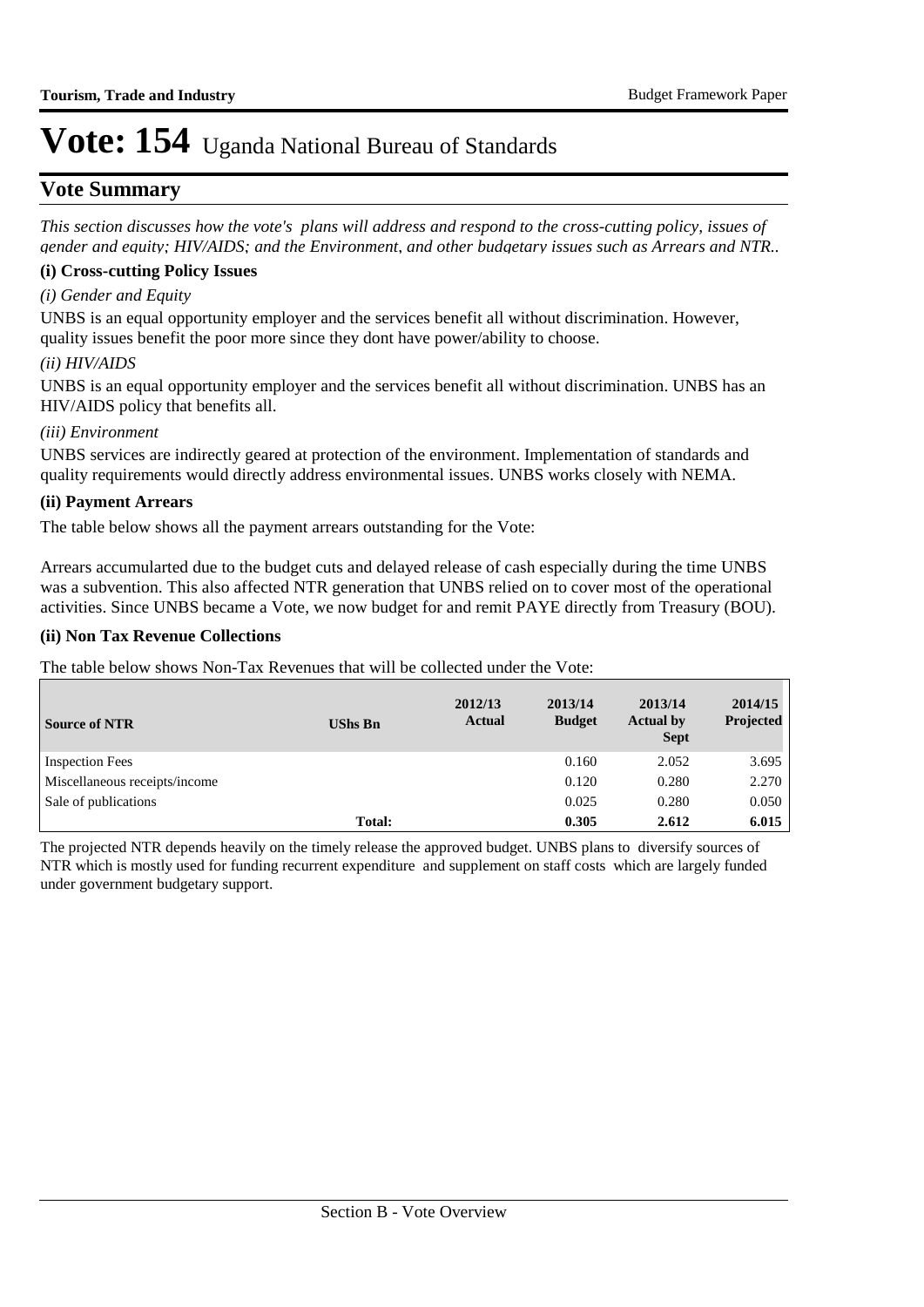# Vote: 154 Uganda National Bureau of Standards

## Vote Summary

*This section discusses how the vote's plans will address and respond to the cross-cutting policy, issues of gender and equity; HIV/AIDS; and the Environment, and other budgetary issues such as Arrears and NTR..*

**(i) Cross-cutting Policy Issues**

*(i) Gender and Equity*

UNBS is an equal opportunity employer and the services benefit all without discrimination. However, quality issues benefit the poor more since they dont have power/ability to choose.

*(ii) HIV/AIDS*

UNBS is an equal opportunity employer and the services benefit all without discrimination. UNBS has an HIV/AIDS policy that benefits all.

*(iii) Environment*

UNBS services are indirectly geared at protection of the environment. Implementation of standards and quality requirements would directly address environmental issues. UNBS works closely with NEMA.

**(ii) Payment Arrears**

The table below shows all the payment arrears outstanding for the Vote:

Arrears accumularted due to the budget cuts and delayed release of cash especially during the time UNBS was a subvention. This also affected NTR generation that UNBS relied on to cover most of the operational activities. Since UNBS became a Vote, we now budget for and remit PAYE directly from Treasury (BOU).

**(ii) Non Tax Revenue Collections**

The table below shows Non-Tax Revenues that will be collected under the Vote:

| Source of NTR | UShs Bn | 2012/13 Actual | 2013/14 Budget | 2013/14 Actual by Sept | 2014/15 Projected |
|---|---|---|---|---|---|
| Inspection Fees | | | 0.160 | 2.052 | 3.695 |
| Miscellaneous receipts/income | | | 0.120 | 0.280 | 2.270 |
| Sale of publications | | | 0.025 | 0.280 | 0.050 |
| | **Total:** | | **0.305** | **2.612** | **6.015** |

The projected NTR depends heavily on the timely release the approved budget. UNBS plans to diversify sources of NTR which is mostly used for funding recurrent expenditure and supplement on staff costs which are largely funded under government budgetary support.